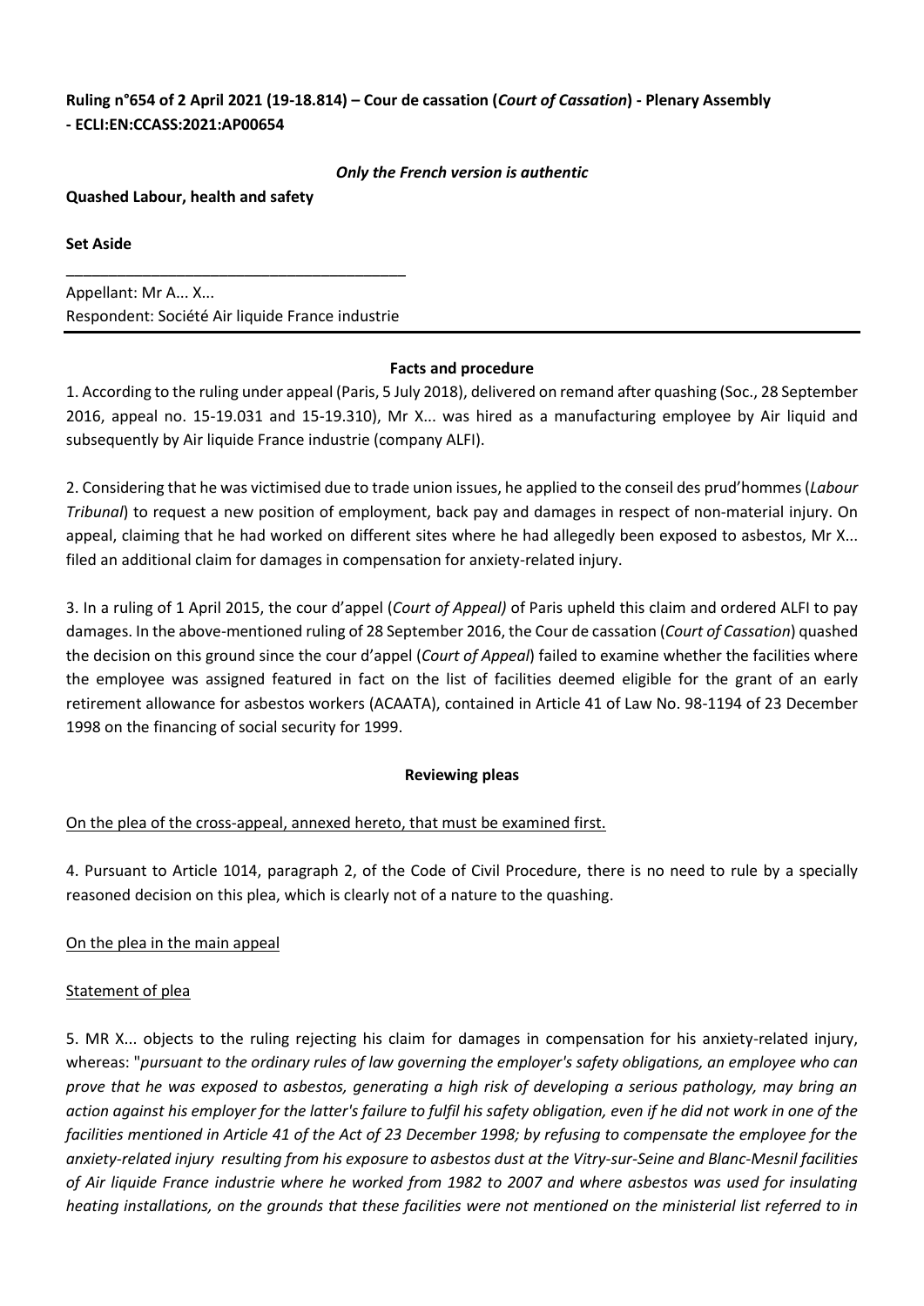**Ruling n°654 of 2 April 2021 (19-18.814) – Cour de cassation (*Court of Cassation*) - Plenary Assembly - ECLI:EN:CCASS:2021:AP00654**

***Only the French version is authentic***

**Quashed Labour, health and safety**

**Set Aside**

---

Appellant: Mr A... X...
Respondent: Société Air liquide France industrie

---

**Facts and procedure**

1. According to the ruling under appeal (Paris, 5 July 2018), delivered on remand after quashing (Soc., 28 September 2016, appeal no. 15-19.031 and 15-19.310), Mr X... was hired as a manufacturing employee by Air liquid and subsequently by Air liquide France industrie (company ALFI).

2. Considering that he was victimised due to trade union issues, he applied to the conseil des prud'hommes (*Labour Tribunal*) to request a new position of employment, back pay and damages in respect of non-material injury. On appeal, claiming that he had worked on different sites where he had allegedly been exposed to asbestos, Mr X... filed an additional claim for damages in compensation for anxiety-related injury.

3. In a ruling of 1 April 2015, the cour d'appel (*Court of Appeal)* of Paris upheld this claim and ordered ALFI to pay damages. In the above-mentioned ruling of 28 September 2016, the Cour de cassation (*Court of Cassation*) quashed the decision on this ground since the cour d'appel (*Court of Appeal*) failed to examine whether the facilities where the employee was assigned featured in fact on the list of facilities deemed eligible for the grant of an early retirement allowance for asbestos workers (ACAATA), contained in Article 41 of Law No. 98-1194 of 23 December 1998 on the financing of social security for 1999.

**Reviewing pleas**

On the plea of the cross-appeal, annexed hereto, that must be examined first.

4. Pursuant to Article 1014, paragraph 2, of the Code of Civil Procedure, there is no need to rule by a specially reasoned decision on this plea, which is clearly not of a nature to the quashing.

On the plea in the main appeal

Statement of plea

5. MR X... objects to the ruling rejecting his claim for damages in compensation for his anxiety-related injury, whereas: "*pursuant to the ordinary rules of law governing the employer's safety obligations, an employee who can prove that he was exposed to asbestos, generating a high risk of developing a serious pathology, may bring an action against his employer for the latter's failure to fulfil his safety obligation, even if he did not work in one of the facilities mentioned in Article 41 of the Act of 23 December 1998; by refusing to compensate the employee for the anxiety-related injury resulting from his exposure to asbestos dust at the Vitry-sur-Seine and Blanc-Mesnil facilities of Air liquide France industrie where he worked from 1982 to 2007 and where asbestos was used for insulating heating installations, on the grounds that these facilities were not mentioned on the ministerial list referred to in*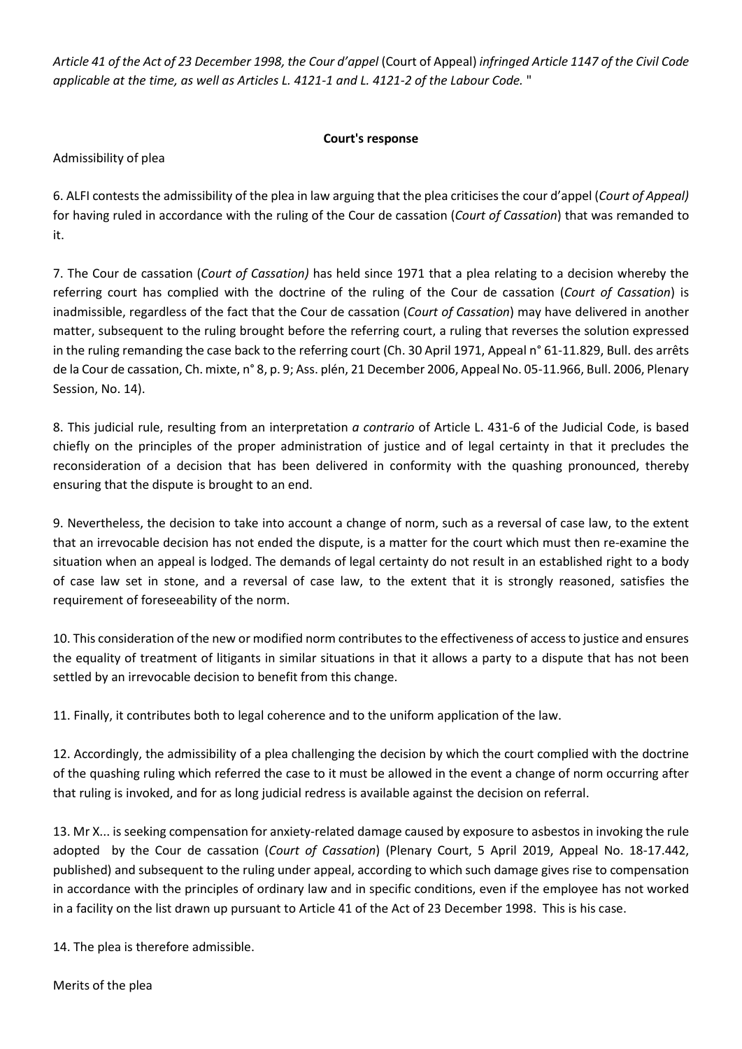*Article 41 of the Act of 23 December 1998, the Cour d'appel* (Court of Appeal) *infringed Article 1147 of the Civil Code applicable at the time, as well as Articles L. 4121-1 and L. 4121-2 of the Labour Code.* "

**Court's response**

Admissibility of plea

6. ALFI contests the admissibility of the plea in law arguing that the plea criticises the cour d'appel (*Court of Appeal)* for having ruled in accordance with the ruling of the Cour de cassation (*Court of Cassation*) that was remanded to it.

7. The Cour de cassation (*Court of Cassation)* has held since 1971 that a plea relating to a decision whereby the referring court has complied with the doctrine of the ruling of the Cour de cassation (*Court of Cassation*) is inadmissible, regardless of the fact that the Cour de cassation (*Court of Cassation*) may have delivered in another matter, subsequent to the ruling brought before the referring court, a ruling that reverses the solution expressed in the ruling remanding the case back to the referring court (Ch. 30 April 1971, Appeal n° 61-11.829, Bull. des arrêts de la Cour de cassation, Ch. mixte, n° 8, p. 9; Ass. plén, 21 December 2006, Appeal No. 05-11.966, Bull. 2006, Plenary Session, No. 14).

8. This judicial rule, resulting from an interpretation *a contrario* of Article L. 431-6 of the Judicial Code, is based chiefly on the principles of the proper administration of justice and of legal certainty in that it precludes the reconsideration of a decision that has been delivered in conformity with the quashing pronounced, thereby ensuring that the dispute is brought to an end.

9. Nevertheless, the decision to take into account a change of norm, such as a reversal of case law, to the extent that an irrevocable decision has not ended the dispute, is a matter for the court which must then re-examine the situation when an appeal is lodged. The demands of legal certainty do not result in an established right to a body of case law set in stone, and a reversal of case law, to the extent that it is strongly reasoned, satisfies the requirement of foreseeability of the norm.

10. This consideration of the new or modified norm contributes to the effectiveness of access to justice and ensures the equality of treatment of litigants in similar situations in that it allows a party to a dispute that has not been settled by an irrevocable decision to benefit from this change.

11. Finally, it contributes both to legal coherence and to the uniform application of the law.

12. Accordingly, the admissibility of a plea challenging the decision by which the court complied with the doctrine of the quashing ruling which referred the case to it must be allowed in the event a change of norm occurring after that ruling is invoked, and for as long judicial redress is available against the decision on referral.

13. Mr X... is seeking compensation for anxiety-related damage caused by exposure to asbestos in invoking the rule adopted by the Cour de cassation (*Court of Cassation*) (Plenary Court, 5 April 2019, Appeal No. 18-17.442, published) and subsequent to the ruling under appeal, according to which such damage gives rise to compensation in accordance with the principles of ordinary law and in specific conditions, even if the employee has not worked in a facility on the list drawn up pursuant to Article 41 of the Act of 23 December 1998. This is his case.

14. The plea is therefore admissible.

Merits of the plea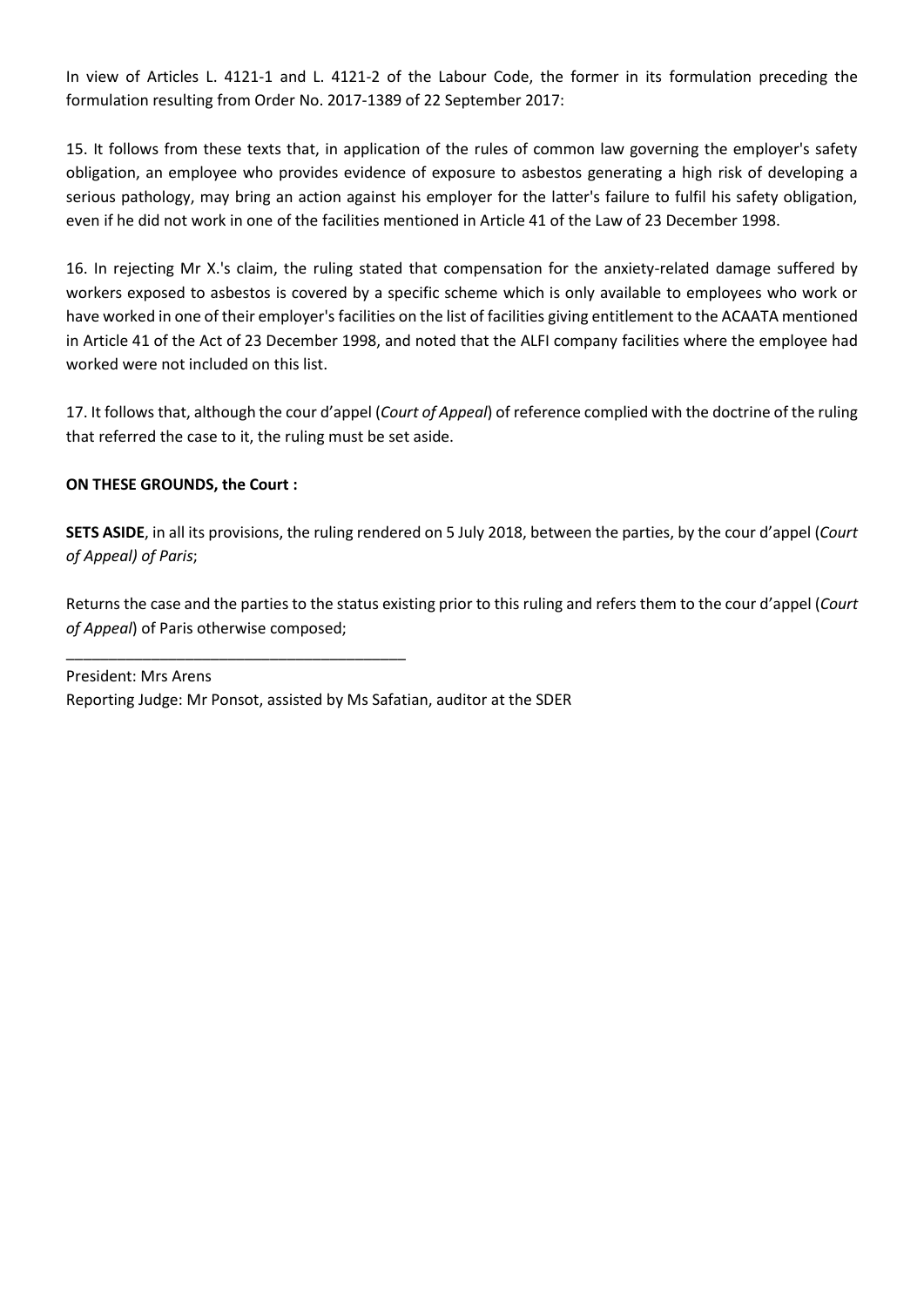In view of Articles L. 4121-1 and L. 4121-2 of the Labour Code, the former in its formulation preceding the formulation resulting from Order No. 2017-1389 of 22 September 2017:

15. It follows from these texts that, in application of the rules of common law governing the employer's safety obligation, an employee who provides evidence of exposure to asbestos generating a high risk of developing a serious pathology, may bring an action against his employer for the latter's failure to fulfil his safety obligation, even if he did not work in one of the facilities mentioned in Article 41 of the Law of 23 December 1998.

16. In rejecting Mr X.'s claim, the ruling stated that compensation for the anxiety-related damage suffered by workers exposed to asbestos is covered by a specific scheme which is only available to employees who work or have worked in one of their employer's facilities on the list of facilities giving entitlement to the ACAATA mentioned in Article 41 of the Act of 23 December 1998, and noted that the ALFI company facilities where the employee had worked were not included on this list.

17. It follows that, although the cour d'appel (*Court of Appeal*) of reference complied with the doctrine of the ruling that referred the case to it, the ruling must be set aside.

**ON THESE GROUNDS, the Court :**

**SETS ASIDE**, in all its provisions, the ruling rendered on 5 July 2018, between the parties, by the cour d'appel (*Court of Appeal) of Paris*;

Returns the case and the parties to the status existing prior to this ruling and refers them to the cour d'appel (*Court of Appeal*) of Paris otherwise composed;

---

President: Mrs Arens

Reporting Judge: Mr Ponsot, assisted by Ms Safatian, auditor at the SDER